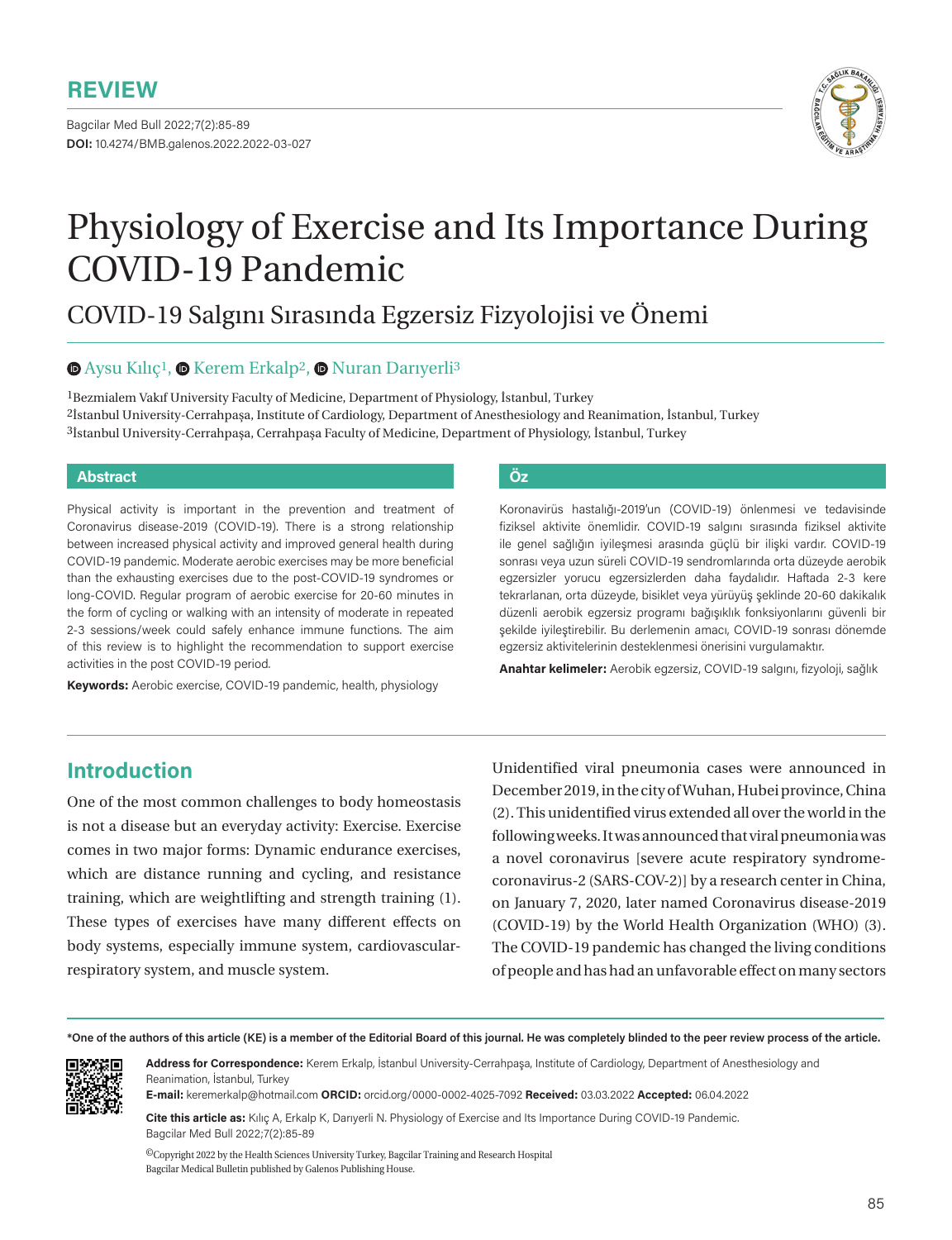# REVIEW

Bagcilar Med Bull 2022;7(2):85-89
**DOI:** 10.4274/BMB.galenos.2022.2022-03-027

# Physiology of Exercise and Its Importance During COVID-19 Pandemic

## COVID-19 Salgını Sırasında Egzersiz Fizyolojisi ve Önemi

Aysu Kılıç[1], Kerem Erkalp[2], Nuran Darıyerli[3]

[1]Bezmialem Vakıf University Faculty of Medicine, Department of Physiology, İstanbul, Turkey
[2]İstanbul University-Cerrahpaşa, Institute of Cardiology, Department of Anesthesiology and Reanimation, İstanbul, Turkey
[3]İstanbul University-Cerrahpaşa, Cerrahpaşa Faculty of Medicine, Department of Physiology, İstanbul, Turkey

### Abstract

Physical activity is important in the prevention and treatment of Coronavirus disease-2019 (COVID-19). There is a strong relationship between increased physical activity and improved general health during COVID-19 pandemic. Moderate aerobic exercises may be more beneficial than the exhausting exercises due to the post-COVID-19 syndromes or long-COVID. Regular program of aerobic exercise for 20-60 minutes in the form of cycling or walking with an intensity of moderate in repeated 2-3 sessions/week could safely enhance immune functions. The aim of this review is to highlight the recommendation to support exercise activities in the post COVID-19 period.

**Keywords:** Aerobic exercise, COVID-19 pandemic, health, physiology

### Öz

Koronavirüs hastalığı-2019'un (COVID-19) önlenmesi ve tedavisinde fiziksel aktivite önemlidir. COVID-19 salgını sırasında fiziksel aktivite ile genel sağlığın iyileşmesi arasında güçlü bir ilişki vardır. COVID-19 sonrası veya uzun süreli COVID-19 sendromlarında orta düzeyde aerobik egzersizler yorucu egzersizlerden daha faydalıdır. Haftada 2-3 kere tekrarlanan, orta düzeyde, bisiklet veya yürüyüş şeklinde 20-60 dakikalık düzenli aerobik egzersiz programı bağışıklık fonksiyonlarını güvenli bir şekilde iyileştirebilir. Bu derlemenin amacı, COVID-19 sonrası dönemde egzersiz aktivitelerinin desteklenmesi önerisini vurgulamaktır.

**Anahtar kelimeler:** Aerobik egzersiz, COVID-19 salgını, fizyoloji, sağlık

## Introduction

One of the most common challenges to body homeostasis is not a disease but an everyday activity: Exercise. Exercise comes in two major forms: Dynamic endurance exercises, which are distance running and cycling, and resistance training, which are weightlifting and strength training (1). These types of exercises have many different effects on body systems, especially immune system, cardiovascular-respiratory system, and muscle system.

Unidentified viral pneumonia cases were announced in December 2019, in the city of Wuhan, Hubei province, China (2). This unidentified virus extended all over the world in the following weeks. It was announced that viral pneumonia was a novel coronavirus [severe acute respiratory syndrome-coronavirus-2 (SARS-COV-2)] by a research center in China, on January 7, 2020, later named Coronavirus disease-2019 (COVID-19) by the World Health Organization (WHO) (3). The COVID-19 pandemic has changed the living conditions of people and has had an unfavorable effect on many sectors

**\*One of the authors of this article (KE) is a member of the Editorial Board of this journal. He was completely blinded to the peer review process of the article.**

**Address for Correspondence:** Kerem Erkalp, İstanbul University-Cerrahpaşa, Institute of Cardiology, Department of Anesthesiology and Reanimation, İstanbul, Turkey
**E-mail:** keremerkalp@hotmail.com **ORCID:** orcid.org/0000-0002-4025-7092 **Received:** 03.03.2022 **Accepted:** 06.04.2022

**Cite this article as:** Kılıç A, Erkalp K, Darıyerli N. Physiology of Exercise and Its Importance During COVID-19 Pandemic. Bagcilar Med Bull 2022;7(2):85-89

©Copyright 2022 by the Health Sciences University Turkey, Bagcilar Training and Research Hospital
Bagcilar Medical Bulletin published by Galenos Publishing House.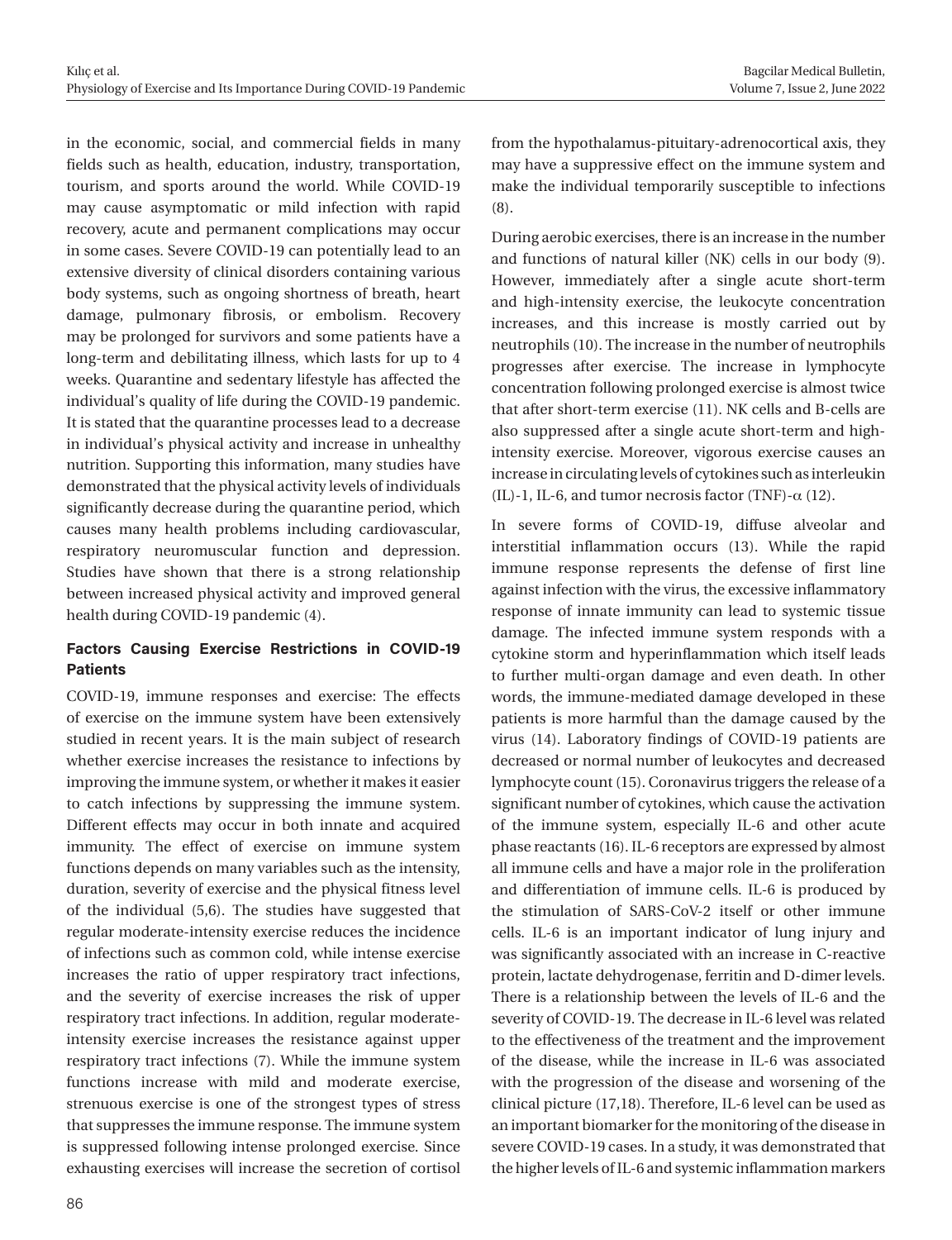in the economic, social, and commercial fields in many fields such as health, education, industry, transportation, tourism, and sports around the world. While COVID-19 may cause asymptomatic or mild infection with rapid recovery, acute and permanent complications may occur in some cases. Severe COVID-19 can potentially lead to an extensive diversity of clinical disorders containing various body systems, such as ongoing shortness of breath, heart damage, pulmonary fibrosis, or embolism. Recovery may be prolonged for survivors and some patients have a long-term and debilitating illness, which lasts for up to 4 weeks. Quarantine and sedentary lifestyle has affected the individual's quality of life during the COVID-19 pandemic. It is stated that the quarantine processes lead to a decrease in individual's physical activity and increase in unhealthy nutrition. Supporting this information, many studies have demonstrated that the physical activity levels of individuals significantly decrease during the quarantine period, which causes many health problems including cardiovascular, respiratory neuromuscular function and depression. Studies have shown that there is a strong relationship between increased physical activity and improved general health during COVID-19 pandemic (4).

### Factors Causing Exercise Restrictions in COVID-19 Patients

COVID-19, immune responses and exercise: The effects of exercise on the immune system have been extensively studied in recent years. It is the main subject of research whether exercise increases the resistance to infections by improving the immune system, or whether it makes it easier to catch infections by suppressing the immune system. Different effects may occur in both innate and acquired immunity. The effect of exercise on immune system functions depends on many variables such as the intensity, duration, severity of exercise and the physical fitness level of the individual (5,6). The studies have suggested that regular moderate-intensity exercise reduces the incidence of infections such as common cold, while intense exercise increases the ratio of upper respiratory tract infections, and the severity of exercise increases the risk of upper respiratory tract infections. In addition, regular moderate-intensity exercise increases the resistance against upper respiratory tract infections (7). While the immune system functions increase with mild and moderate exercise, strenuous exercise is one of the strongest types of stress that suppresses the immune response. The immune system is suppressed following intense prolonged exercise. Since exhausting exercises will increase the secretion of cortisol from the hypothalamus-pituitary-adrenocortical axis, they may have a suppressive effect on the immune system and make the individual temporarily susceptible to infections (8).

During aerobic exercises, there is an increase in the number and functions of natural killer (NK) cells in our body (9). However, immediately after a single acute short-term and high-intensity exercise, the leukocyte concentration increases, and this increase is mostly carried out by neutrophils (10). The increase in the number of neutrophils progresses after exercise. The increase in lymphocyte concentration following prolonged exercise is almost twice that after short-term exercise (11). NK cells and B-cells are also suppressed after a single acute short-term and high-intensity exercise. Moreover, vigorous exercise causes an increase in circulating levels of cytokines such as interleukin (IL)-1, IL-6, and tumor necrosis factor (TNF)-$\alpha$ (12).

In severe forms of COVID-19, diffuse alveolar and interstitial inflammation occurs (13). While the rapid immune response represents the defense of first line against infection with the virus, the excessive inflammatory response of innate immunity can lead to systemic tissue damage. The infected immune system responds with a cytokine storm and hyperinflammation which itself leads to further multi-organ damage and even death. In other words, the immune-mediated damage developed in these patients is more harmful than the damage caused by the virus (14). Laboratory findings of COVID-19 patients are decreased or normal number of leukocytes and decreased lymphocyte count (15). Coronavirus triggers the release of a significant number of cytokines, which cause the activation of the immune system, especially IL-6 and other acute phase reactants (16). IL-6 receptors are expressed by almost all immune cells and have a major role in the proliferation and differentiation of immune cells. IL-6 is produced by the stimulation of SARS-CoV-2 itself or other immune cells. IL-6 is an important indicator of lung injury and was significantly associated with an increase in C-reactive protein, lactate dehydrogenase, ferritin and D-dimer levels. There is a relationship between the levels of IL-6 and the severity of COVID-19. The decrease in IL-6 level was related to the effectiveness of the treatment and the improvement of the disease, while the increase in IL-6 was associated with the progression of the disease and worsening of the clinical picture (17,18). Therefore, IL-6 level can be used as an important biomarker for the monitoring of the disease in severe COVID-19 cases. In a study, it was demonstrated that the higher levels of IL-6 and systemic inflammation markers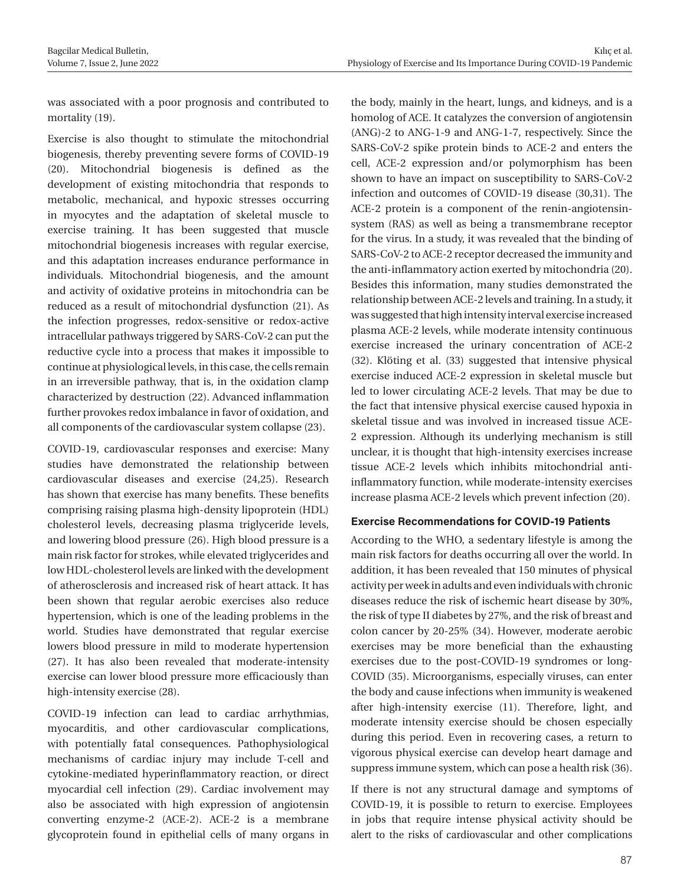was associated with a poor prognosis and contributed to mortality (19).

Exercise is also thought to stimulate the mitochondrial biogenesis, thereby preventing severe forms of COVID-19 (20). Mitochondrial biogenesis is defined as the development of existing mitochondria that responds to metabolic, mechanical, and hypoxic stresses occurring in myocytes and the adaptation of skeletal muscle to exercise training. It has been suggested that muscle mitochondrial biogenesis increases with regular exercise, and this adaptation increases endurance performance in individuals. Mitochondrial biogenesis, and the amount and activity of oxidative proteins in mitochondria can be reduced as a result of mitochondrial dysfunction (21). As the infection progresses, redox-sensitive or redox-active intracellular pathways triggered by SARS-CoV-2 can put the reductive cycle into a process that makes it impossible to continue at physiological levels, in this case, the cells remain in an irreversible pathway, that is, in the oxidation clamp characterized by destruction (22). Advanced inflammation further provokes redox imbalance in favor of oxidation, and all components of the cardiovascular system collapse (23).

COVID-19, cardiovascular responses and exercise: Many studies have demonstrated the relationship between cardiovascular diseases and exercise (24,25). Research has shown that exercise has many benefits. These benefits comprising raising plasma high-density lipoprotein (HDL) cholesterol levels, decreasing plasma triglyceride levels, and lowering blood pressure (26). High blood pressure is a main risk factor for strokes, while elevated triglycerides and low HDL-cholesterol levels are linked with the development of atherosclerosis and increased risk of heart attack. It has been shown that regular aerobic exercises also reduce hypertension, which is one of the leading problems in the world. Studies have demonstrated that regular exercise lowers blood pressure in mild to moderate hypertension (27). It has also been revealed that moderate-intensity exercise can lower blood pressure more efficaciously than high-intensity exercise (28).

COVID-19 infection can lead to cardiac arrhythmias, myocarditis, and other cardiovascular complications, with potentially fatal consequences. Pathophysiological mechanisms of cardiac injury may include T-cell and cytokine-mediated hyperinflammatory reaction, or direct myocardial cell infection (29). Cardiac involvement may also be associated with high expression of angiotensin converting enzyme-2 (ACE-2). ACE-2 is a membrane glycoprotein found in epithelial cells of many organs in the body, mainly in the heart, lungs, and kidneys, and is a homolog of ACE. It catalyzes the conversion of angiotensin (ANG)-2 to ANG-1-9 and ANG-1-7, respectively. Since the SARS-CoV-2 spike protein binds to ACE-2 and enters the cell, ACE-2 expression and/or polymorphism has been shown to have an impact on susceptibility to SARS-CoV-2 infection and outcomes of COVID-19 disease (30,31). The ACE-2 protein is a component of the renin-angiotensin-system (RAS) as well as being a transmembrane receptor for the virus. In a study, it was revealed that the binding of SARS-CoV-2 to ACE-2 receptor decreased the immunity and the anti-inflammatory action exerted by mitochondria (20). Besides this information, many studies demonstrated the relationship between ACE-2 levels and training. In a study, it was suggested that high intensity interval exercise increased plasma ACE-2 levels, while moderate intensity continuous exercise increased the urinary concentration of ACE-2 (32). Klöting et al. (33) suggested that intensive physical exercise induced ACE-2 expression in skeletal muscle but led to lower circulating ACE-2 levels. That may be due to the fact that intensive physical exercise caused hypoxia in skeletal tissue and was involved in increased tissue ACE-2 expression. Although its underlying mechanism is still unclear, it is thought that high-intensity exercises increase tissue ACE-2 levels which inhibits mitochondrial anti-inflammatory function, while moderate-intensity exercises increase plasma ACE-2 levels which prevent infection (20).

### Exercise Recommendations for COVID-19 Patients

According to the WHO, a sedentary lifestyle is among the main risk factors for deaths occurring all over the world. In addition, it has been revealed that 150 minutes of physical activity per week in adults and even individuals with chronic diseases reduce the risk of ischemic heart disease by 30%, the risk of type II diabetes by 27%, and the risk of breast and colon cancer by 20-25% (34). However, moderate aerobic exercises may be more beneficial than the exhausting exercises due to the post-COVID-19 syndromes or long-COVID (35). Microorganisms, especially viruses, can enter the body and cause infections when immunity is weakened after high-intensity exercise (11). Therefore, light, and moderate intensity exercise should be chosen especially during this period. Even in recovering cases, a return to vigorous physical exercise can develop heart damage and suppress immune system, which can pose a health risk (36).

If there is not any structural damage and symptoms of COVID-19, it is possible to return to exercise. Employees in jobs that require intense physical activity should be alert to the risks of cardiovascular and other complications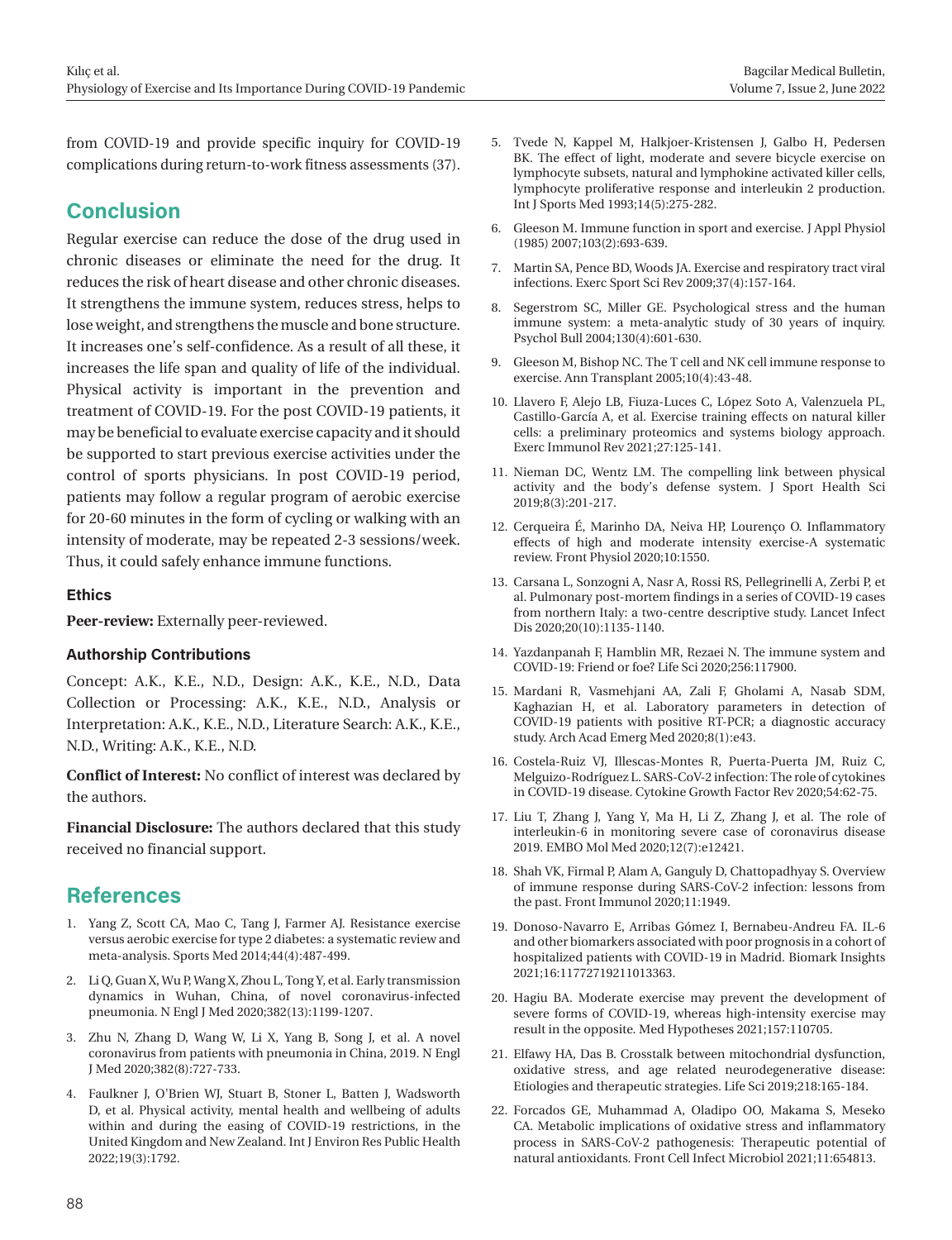from COVID-19 and provide specific inquiry for COVID-19 complications during return-to-work fitness assessments (37).

## Conclusion

Regular exercise can reduce the dose of the drug used in chronic diseases or eliminate the need for the drug. It reduces the risk of heart disease and other chronic diseases. It strengthens the immune system, reduces stress, helps to lose weight, and strengthens the muscle and bone structure. It increases one's self-confidence. As a result of all these, it increases the life span and quality of life of the individual. Physical activity is important in the prevention and treatment of COVID-19. For the post COVID-19 patients, it may be beneficial to evaluate exercise capacity and it should be supported to start previous exercise activities under the control of sports physicians. In post COVID-19 period, patients may follow a regular program of aerobic exercise for 20-60 minutes in the form of cycling or walking with an intensity of moderate, may be repeated 2-3 sessions/week. Thus, it could safely enhance immune functions.

### Ethics

**Peer-review:** Externally peer-reviewed.

### Authorship Contributions

Concept: A.K., K.E., N.D., Design: A.K., K.E., N.D., Data Collection or Processing: A.K., K.E., N.D., Analysis or Interpretation: A.K., K.E., N.D., Literature Search: A.K., K.E., N.D., Writing: A.K., K.E., N.D.

**Conflict of Interest:** No conflict of interest was declared by the authors.

**Financial Disclosure:** The authors declared that this study received no financial support.

## References

1. Yang Z, Scott CA, Mao C, Tang J, Farmer AJ. Resistance exercise versus aerobic exercise for type 2 diabetes: a systematic review and meta-analysis. Sports Med 2014;44(4):487-499.
2. Li Q, Guan X, Wu P, Wang X, Zhou L, Tong Y, et al. Early transmission dynamics in Wuhan, China, of novel coronavirus-infected pneumonia. N Engl J Med 2020;382(13):1199-1207.
3. Zhu N, Zhang D, Wang W, Li X, Yang B, Song J, et al. A novel coronavirus from patients with pneumonia in China, 2019. N Engl J Med 2020;382(8):727-733.
4. Faulkner J, O'Brien WJ, Stuart B, Stoner L, Batten J, Wadsworth D, et al. Physical activity, mental health and wellbeing of adults within and during the easing of COVID-19 restrictions, in the United Kingdom and New Zealand. Int J Environ Res Public Health 2022;19(3):1792.
5. Tvede N, Kappel M, Halkjoer-Kristensen J, Galbo H, Pedersen BK. The effect of light, moderate and severe bicycle exercise on lymphocyte subsets, natural and lymphokine activated killer cells, lymphocyte proliferative response and interleukin 2 production. Int J Sports Med 1993;14(5):275-282.
6. Gleeson M. Immune function in sport and exercise. J Appl Physiol (1985) 2007;103(2):693-639.
7. Martin SA, Pence BD, Woods JA. Exercise and respiratory tract viral infections. Exerc Sport Sci Rev 2009;37(4):157-164.
8. Segerstrom SC, Miller GE. Psychological stress and the human immune system: a meta-analytic study of 30 years of inquiry. Psychol Bull 2004;130(4):601-630.
9. Gleeson M, Bishop NC. The T cell and NK cell immune response to exercise. Ann Transplant 2005;10(4):43-48.
10. Llavero F, Alejo LB, Fiuza-Luces C, López Soto A, Valenzuela PL, Castillo-García A, et al. Exercise training effects on natural killer cells: a preliminary proteomics and systems biology approach. Exerc Immunol Rev 2021;27:125-141.
11. Nieman DC, Wentz LM. The compelling link between physical activity and the body's defense system. J Sport Health Sci 2019;8(3):201-217.
12. Cerqueira É, Marinho DA, Neiva HP, Lourenço O. Inflammatory effects of high and moderate intensity exercise-A systematic review. Front Physiol 2020;10:1550.
13. Carsana L, Sonzogni A, Nasr A, Rossi RS, Pellegrinelli A, Zerbi P, et al. Pulmonary post-mortem findings in a series of COVID-19 cases from northern Italy: a two-centre descriptive study. Lancet Infect Dis 2020;20(10):1135-1140.
14. Yazdanpanah F, Hamblin MR, Rezaei N. The immune system and COVID-19: Friend or foe? Life Sci 2020;256:117900.
15. Mardani R, Vasmehjani AA, Zali F, Gholami A, Nasab SDM, Kaghazian H, et al. Laboratory parameters in detection of COVID-19 patients with positive RT-PCR; a diagnostic accuracy study. Arch Acad Emerg Med 2020;8(1):e43.
16. Costela-Ruiz VJ, Illescas-Montes R, Puerta-Puerta JM, Ruiz C, Melguizo-Rodríguez L. SARS-CoV-2 infection: The role of cytokines in COVID-19 disease. Cytokine Growth Factor Rev 2020;54:62-75.
17. Liu T, Zhang J, Yang Y, Ma H, Li Z, Zhang J, et al. The role of interleukin-6 in monitoring severe case of coronavirus disease 2019. EMBO Mol Med 2020;12(7):e12421.
18. Shah VK, Firmal P, Alam A, Ganguly D, Chattopadhyay S. Overview of immune response during SARS-CoV-2 infection: lessons from the past. Front Immunol 2020;11:1949.
19. Donoso-Navarro E, Arribas Gómez I, Bernabeu-Andreu FA. IL-6 and other biomarkers associated with poor prognosis in a cohort of hospitalized patients with COVID-19 in Madrid. Biomark Insights 2021;16:11772719211013363.
20. Hagiu BA. Moderate exercise may prevent the development of severe forms of COVID-19, whereas high-intensity exercise may result in the opposite. Med Hypotheses 2021;157:110705.
21. Elfawy HA, Das B. Crosstalk between mitochondrial dysfunction, oxidative stress, and age related neurodegenerative disease: Etiologies and therapeutic strategies. Life Sci 2019;218:165-184.
22. Forcados GE, Muhammad A, Oladipo OO, Makama S, Meseko CA. Metabolic implications of oxidative stress and inflammatory process in SARS-CoV-2 pathogenesis: Therapeutic potential of natural antioxidants. Front Cell Infect Microbiol 2021;11:654813.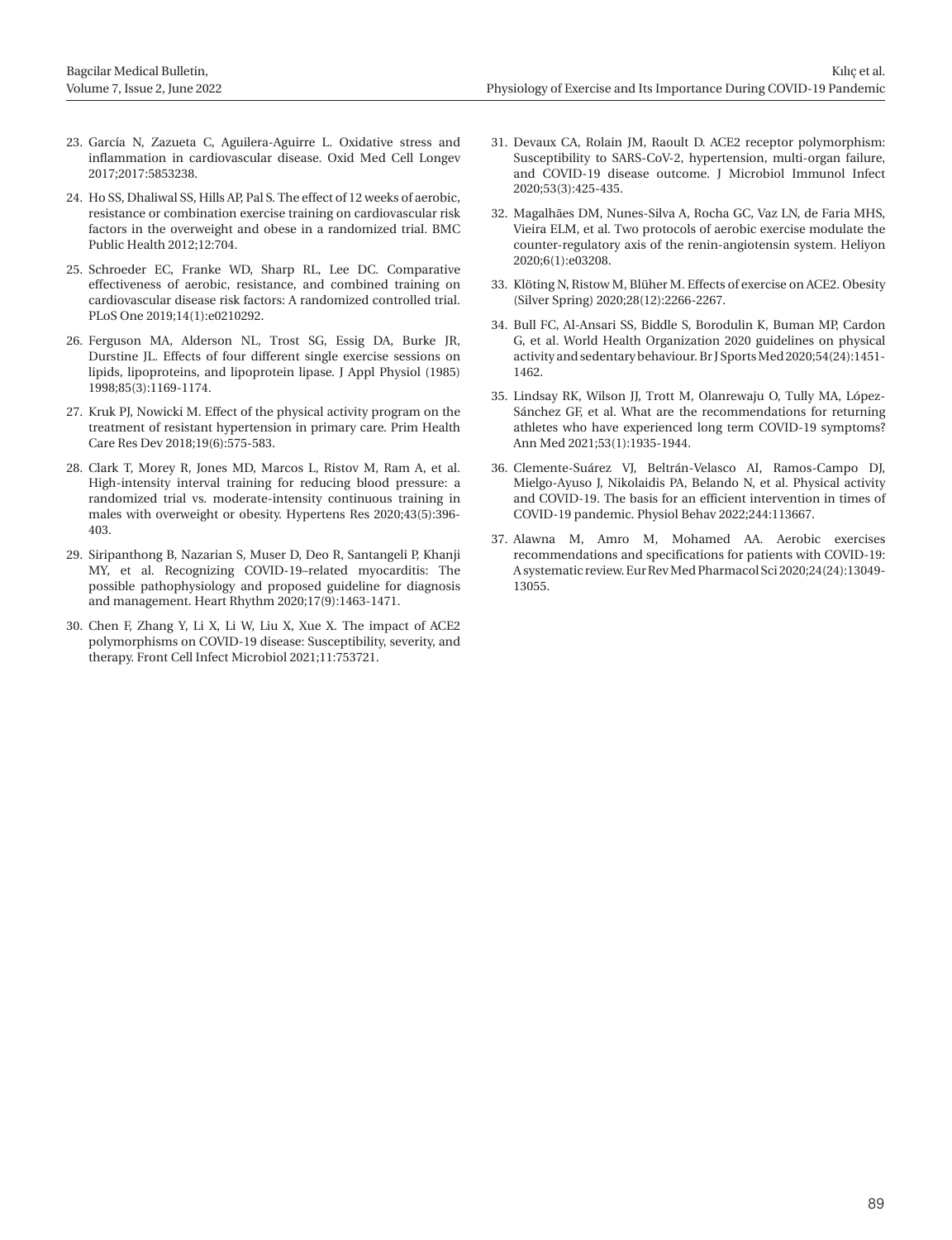23. García N, Zazueta C, Aguilera-Aguirre L. Oxidative stress and inflammation in cardiovascular disease. Oxid Med Cell Longev 2017;2017:5853238.

24. Ho SS, Dhaliwal SS, Hills AP, Pal S. The effect of 12 weeks of aerobic, resistance or combination exercise training on cardiovascular risk factors in the overweight and obese in a randomized trial. BMC Public Health 2012;12:704.

25. Schroeder EC, Franke WD, Sharp RL, Lee DC. Comparative effectiveness of aerobic, resistance, and combined training on cardiovascular disease risk factors: A randomized controlled trial. PLoS One 2019;14(1):e0210292.

26. Ferguson MA, Alderson NL, Trost SG, Essig DA, Burke JR, Durstine JL. Effects of four different single exercise sessions on lipids, lipoproteins, and lipoprotein lipase. J Appl Physiol (1985) 1998;85(3):1169-1174.

27. Kruk PJ, Nowicki M. Effect of the physical activity program on the treatment of resistant hypertension in primary care. Prim Health Care Res Dev 2018;19(6):575-583.

28. Clark T, Morey R, Jones MD, Marcos L, Ristov M, Ram A, et al. High-intensity interval training for reducing blood pressure: a randomized trial vs. moderate-intensity continuous training in males with overweight or obesity. Hypertens Res 2020;43(5):396-403.

29. Siripanthong B, Nazarian S, Muser D, Deo R, Santangeli P, Khanji MY, et al. Recognizing COVID-19–related myocarditis: The possible pathophysiology and proposed guideline for diagnosis and management. Heart Rhythm 2020;17(9):1463-1471.

30. Chen F, Zhang Y, Li X, Li W, Liu X, Xue X. The impact of ACE2 polymorphisms on COVID-19 disease: Susceptibility, severity, and therapy. Front Cell Infect Microbiol 2021;11:753721.

31. Devaux CA, Rolain JM, Raoult D. ACE2 receptor polymorphism: Susceptibility to SARS-CoV-2, hypertension, multi-organ failure, and COVID-19 disease outcome. J Microbiol Immunol Infect 2020;53(3):425-435.

32. Magalhães DM, Nunes-Silva A, Rocha GC, Vaz LN, de Faria MHS, Vieira ELM, et al. Two protocols of aerobic exercise modulate the counter-regulatory axis of the renin-angiotensin system. Heliyon 2020;6(1):e03208.

33. Klöting N, Ristow M, Blüher M. Effects of exercise on ACE2. Obesity (Silver Spring) 2020;28(12):2266-2267.

34. Bull FC, Al-Ansari SS, Biddle S, Borodulin K, Buman MP, Cardon G, et al. World Health Organization 2020 guidelines on physical activity and sedentary behaviour. Br J Sports Med 2020;54(24):1451-1462.

35. Lindsay RK, Wilson JJ, Trott M, Olanrewaju O, Tully MA, López-Sánchez GF, et al. What are the recommendations for returning athletes who have experienced long term COVID-19 symptoms? Ann Med 2021;53(1):1935-1944.

36. Clemente-Suárez VJ, Beltrán-Velasco AI, Ramos-Campo DJ, Mielgo-Ayuso J, Nikolaidis PA, Belando N, et al. Physical activity and COVID-19. The basis for an efficient intervention in times of COVID-19 pandemic. Physiol Behav 2022;244:113667.

37. Alawna M, Amro M, Mohamed AA. Aerobic exercises recommendations and specifications for patients with COVID-19: A systematic review. Eur Rev Med Pharmacol Sci 2020;24(24):13049-13055.